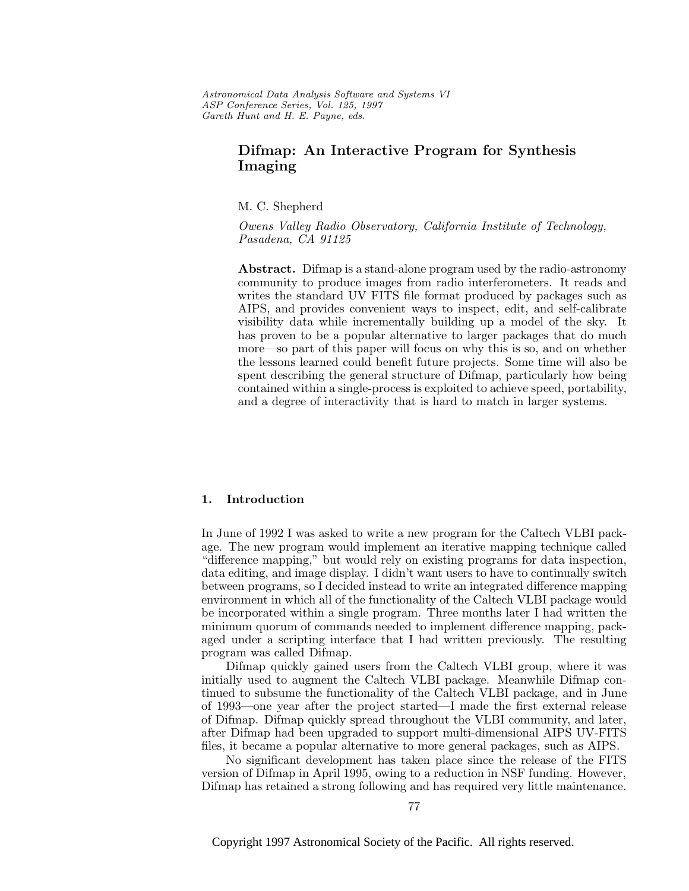*Astronomical Data Analysis Software and Systems VI*
*ASP Conference Series, Vol. 125, 1997*
*Gareth Hunt and H. E. Payne, eds.*

# Difmap: An Interactive Program for Synthesis Imaging

M. C. Shepherd

*Owens Valley Radio Observatory, California Institute of Technology, Pasadena, CA 91125*

**Abstract.** Difmap is a stand-alone program used by the radio-astronomy community to produce images from radio interferometers. It reads and writes the standard UV FITS file format produced by packages such as AIPS, and provides convenient ways to inspect, edit, and self-calibrate visibility data while incrementally building up a model of the sky. It has proven to be a popular alternative to larger packages that do much more—so part of this paper will focus on why this is so, and on whether the lessons learned could benefit future projects. Some time will also be spent describing the general structure of Difmap, particularly how being contained within a single-process is exploited to achieve speed, portability, and a degree of interactivity that is hard to match in larger systems.

## 1. Introduction

In June of 1992 I was asked to write a new program for the Caltech VLBI package. The new program would implement an iterative mapping technique called "difference mapping," but would rely on existing programs for data inspection, data editing, and image display. I didn't want users to have to continually switch between programs, so I decided instead to write an integrated difference mapping environment in which all of the functionality of the Caltech VLBI package would be incorporated within a single program. Three months later I had written the minimum quorum of commands needed to implement difference mapping, packaged under a scripting interface that I had written previously. The resulting program was called Difmap.

Difmap quickly gained users from the Caltech VLBI group, where it was initially used to augment the Caltech VLBI package. Meanwhile Difmap continued to subsume the functionality of the Caltech VLBI package, and in June of 1993—one year after the project started—I made the first external release of Difmap. Difmap quickly spread throughout the VLBI community, and later, after Difmap had been upgraded to support multi-dimensional AIPS UV-FITS files, it became a popular alternative to more general packages, such as AIPS.

No significant development has taken place since the release of the FITS version of Difmap in April 1995, owing to a reduction in NSF funding. However, Difmap has retained a strong following and has required very little maintenance.

Copyright 1997 Astronomical Society of the Pacific. All rights reserved.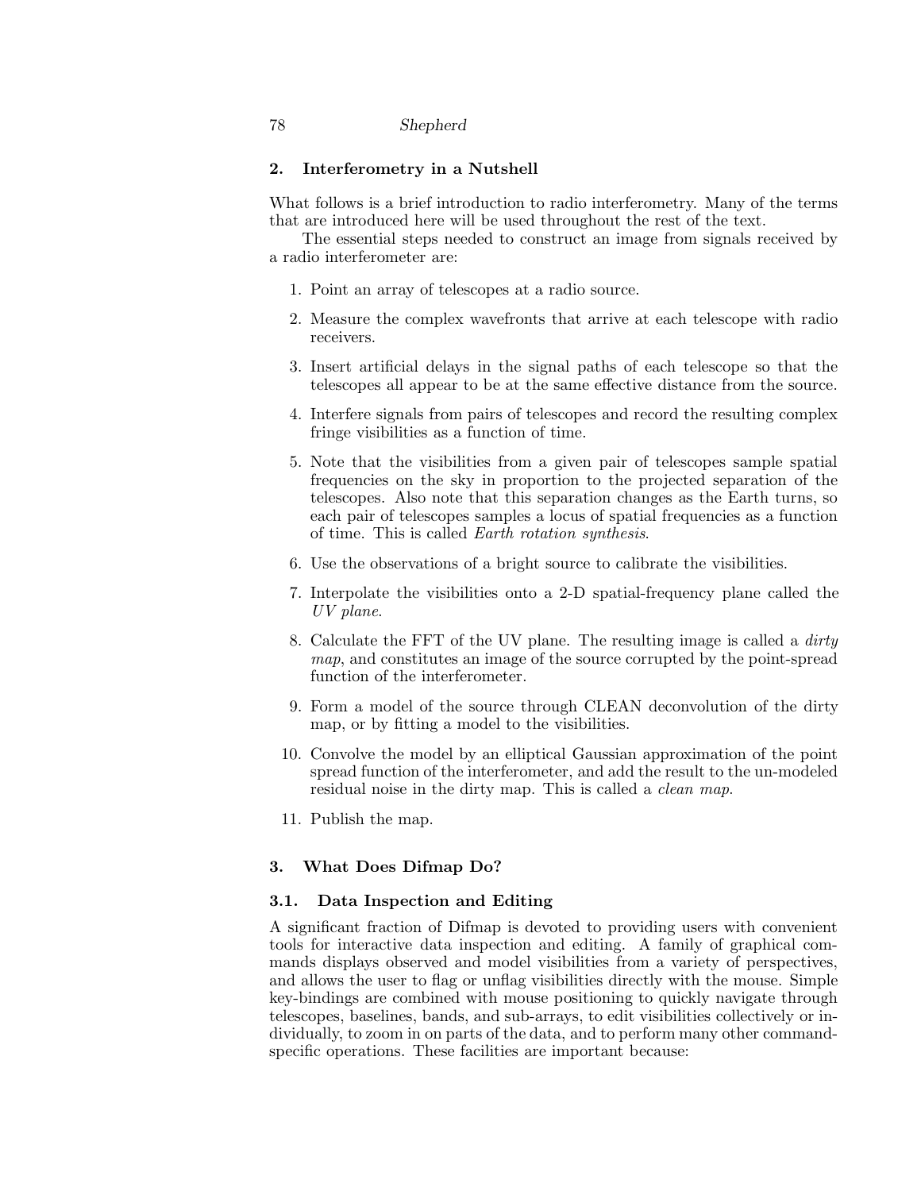## 2. Interferometry in a Nutshell

What follows is a brief introduction to radio interferometry. Many of the terms that are introduced here will be used throughout the rest of the text.

The essential steps needed to construct an image from signals received by a radio interferometer are:

1. Point an array of telescopes at a radio source.
2. Measure the complex wavefronts that arrive at each telescope with radio receivers.
3. Insert artificial delays in the signal paths of each telescope so that the telescopes all appear to be at the same effective distance from the source.
4. Interfere signals from pairs of telescopes and record the resulting complex fringe visibilities as a function of time.
5. Note that the visibilities from a given pair of telescopes sample spatial frequencies on the sky in proportion to the projected separation of the telescopes. Also note that this separation changes as the Earth turns, so each pair of telescopes samples a locus of spatial frequencies as a function of time. This is called *Earth rotation synthesis*.
6. Use the observations of a bright source to calibrate the visibilities.
7. Interpolate the visibilities onto a 2-D spatial-frequency plane called the *UV plane*.
8. Calculate the FFT of the UV plane. The resulting image is called a *dirty map*, and constitutes an image of the source corrupted by the point-spread function of the interferometer.
9. Form a model of the source through CLEAN deconvolution of the dirty map, or by fitting a model to the visibilities.
10. Convolve the model by an elliptical Gaussian approximation of the point spread function of the interferometer, and add the result to the un-modeled residual noise in the dirty map. This is called a *clean map*.
11. Publish the map.

## 3. What Does Difmap Do?

### 3.1. Data Inspection and Editing

A significant fraction of Difmap is devoted to providing users with convenient tools for interactive data inspection and editing. A family of graphical commands displays observed and model visibilities from a variety of perspectives, and allows the user to flag or unflag visibilities directly with the mouse. Simple key-bindings are combined with mouse positioning to quickly navigate through telescopes, baselines, bands, and sub-arrays, to edit visibilities collectively or individually, to zoom in on parts of the data, and to perform many other command-specific operations. These facilities are important because: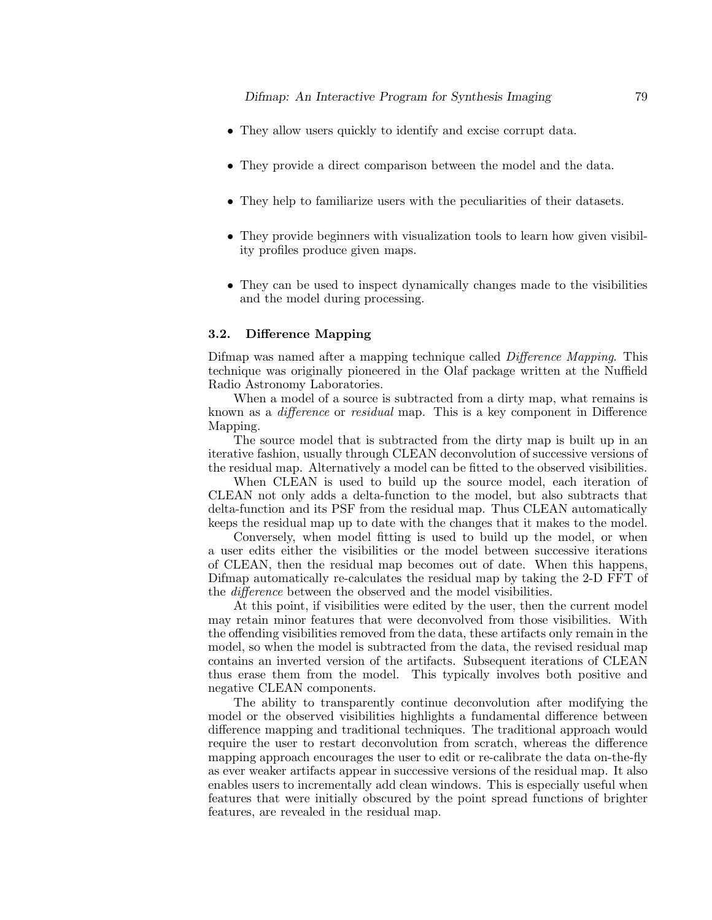- They allow users quickly to identify and excise corrupt data.
- They provide a direct comparison between the model and the data.
- They help to familiarize users with the peculiarities of their datasets.
- They provide beginners with visualization tools to learn how given visibility profiles produce given maps.
- They can be used to inspect dynamically changes made to the visibilities and the model during processing.

### 3.2. Difference Mapping

Difmap was named after a mapping technique called *Difference Mapping*. This technique was originally pioneered in the Olaf package written at the Nuffield Radio Astronomy Laboratories.

When a model of a source is subtracted from a dirty map, what remains is known as a *difference* or *residual* map. This is a key component in Difference Mapping.

The source model that is subtracted from the dirty map is built up in an iterative fashion, usually through CLEAN deconvolution of successive versions of the residual map. Alternatively a model can be fitted to the observed visibilities.

When CLEAN is used to build up the source model, each iteration of CLEAN not only adds a delta-function to the model, but also subtracts that delta-function and its PSF from the residual map. Thus CLEAN automatically keeps the residual map up to date with the changes that it makes to the model.

Conversely, when model fitting is used to build up the model, or when a user edits either the visibilities or the model between successive iterations of CLEAN, then the residual map becomes out of date. When this happens, Difmap automatically re-calculates the residual map by taking the 2-D FFT of the *difference* between the observed and the model visibilities.

At this point, if visibilities were edited by the user, then the current model may retain minor features that were deconvolved from those visibilities. With the offending visibilities removed from the data, these artifacts only remain in the model, so when the model is subtracted from the data, the revised residual map contains an inverted version of the artifacts. Subsequent iterations of CLEAN thus erase them from the model. This typically involves both positive and negative CLEAN components.

The ability to transparently continue deconvolution after modifying the model or the observed visibilities highlights a fundamental difference between difference mapping and traditional techniques. The traditional approach would require the user to restart deconvolution from scratch, whereas the difference mapping approach encourages the user to edit or re-calibrate the data on-the-fly as ever weaker artifacts appear in successive versions of the residual map. It also enables users to incrementally add clean windows. This is especially useful when features that were initially obscured by the point spread functions of brighter features, are revealed in the residual map.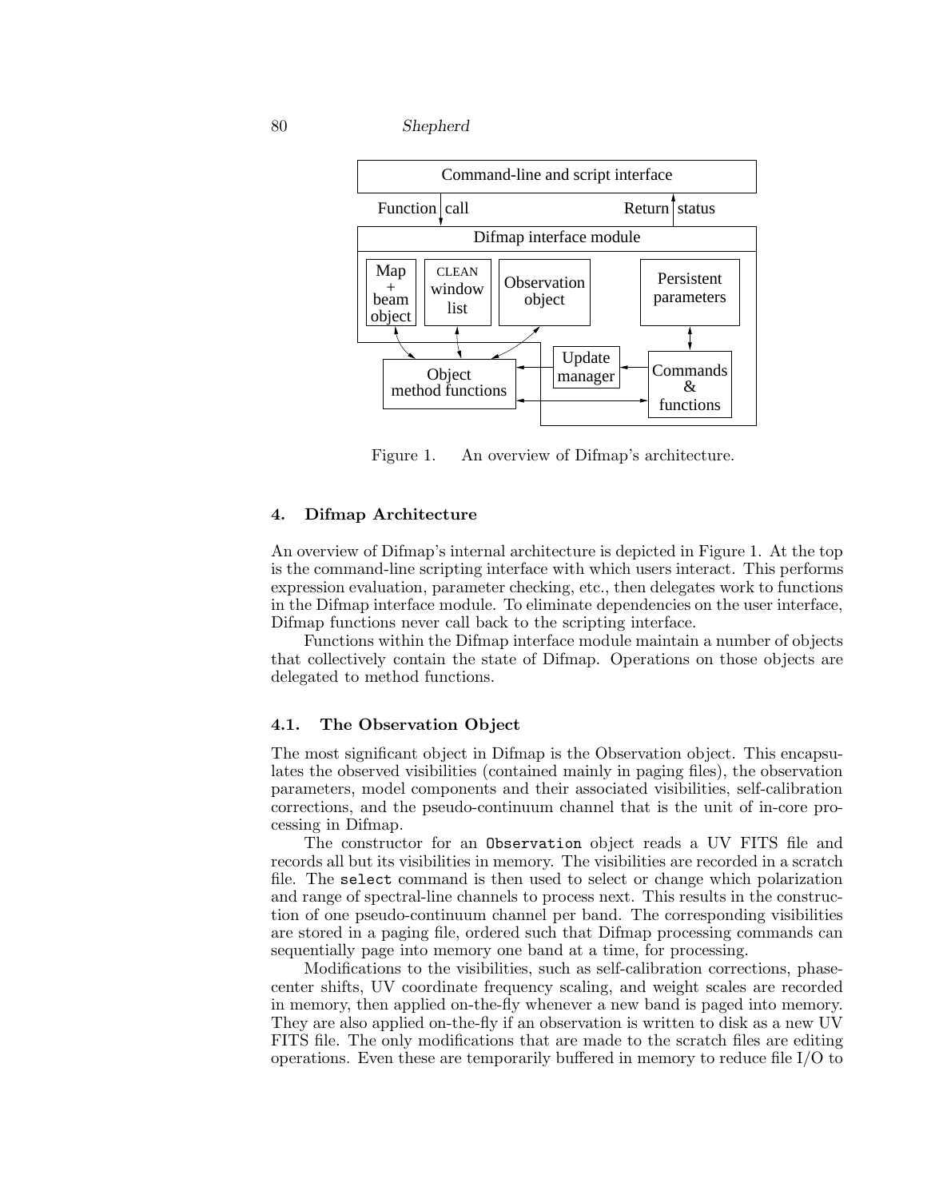Figure 1. An overview of Difmap's architecture.

## 4. Difmap Architecture

An overview of Difmap's internal architecture is depicted in Figure 1. At the top is the command-line scripting interface with which users interact. This performs expression evaluation, parameter checking, etc., then delegates work to functions in the Difmap interface module. To eliminate dependencies on the user interface, Difmap functions never call back to the scripting interface.

Functions within the Difmap interface module maintain a number of objects that collectively contain the state of Difmap. Operations on those objects are delegated to method functions.

### 4.1. The Observation Object

The most significant object in Difmap is the Observation object. This encapsulates the observed visibilities (contained mainly in paging files), the observation parameters, model components and their associated visibilities, self-calibration corrections, and the pseudo-continuum channel that is the unit of in-core processing in Difmap.

The constructor for an `Observation` object reads a UV FITS file and records all but its visibilities in memory. The visibilities are recorded in a scratch file. The `select` command is then used to select or change which polarization and range of spectral-line channels to process next. This results in the construction of one pseudo-continuum channel per band. The corresponding visibilities are stored in a paging file, ordered such that Difmap processing commands can sequentially page into memory one band at a time, for processing.

Modifications to the visibilities, such as self-calibration corrections, phase-center shifts, UV coordinate frequency scaling, and weight scales are recorded in memory, then applied on-the-fly whenever a new band is paged into memory. They are also applied on-the-fly if an observation is written to disk as a new UV FITS file. The only modifications that are made to the scratch files are editing operations. Even these are temporarily buffered in memory to reduce file I/O to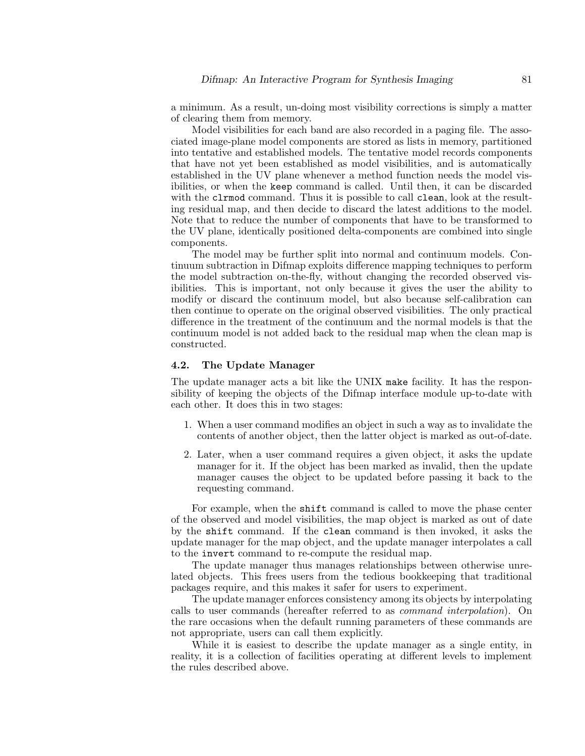a minimum. As a result, un-doing most visibility corrections is simply a matter of clearing them from memory.

Model visibilities for each band are also recorded in a paging file. The associated image-plane model components are stored as lists in memory, partitioned into tentative and established models. The tentative model records components that have not yet been established as model visibilities, and is automatically established in the UV plane whenever a method function needs the model visibilities, or when the `keep` command is called. Until then, it can be discarded with the `clrmod` command. Thus it is possible to call `clean`, look at the resulting residual map, and then decide to discard the latest additions to the model. Note that to reduce the number of components that have to be transformed to the UV plane, identically positioned delta-components are combined into single components.

The model may be further split into normal and continuum models. Continuum subtraction in Difmap exploits difference mapping techniques to perform the model subtraction on-the-fly, without changing the recorded observed visibilities. This is important, not only because it gives the user the ability to modify or discard the continuum model, but also because self-calibration can then continue to operate on the original observed visibilities. The only practical difference in the treatment of the continuum and the normal models is that the continuum model is not added back to the residual map when the clean map is constructed.

### 4.2. The Update Manager

The update manager acts a bit like the UNIX `make` facility. It has the responsibility of keeping the objects of the Difmap interface module up-to-date with each other. It does this in two stages:

1. When a user command modifies an object in such a way as to invalidate the contents of another object, then the latter object is marked as out-of-date.
2. Later, when a user command requires a given object, it asks the update manager for it. If the object has been marked as invalid, then the update manager causes the object to be updated before passing it back to the requesting command.

For example, when the `shift` command is called to move the phase center of the observed and model visibilities, the map object is marked as out of date by the `shift` command. If the `clean` command is then invoked, it asks the update manager for the map object, and the update manager interpolates a call to the `invert` command to re-compute the residual map.

The update manager thus manages relationships between otherwise unrelated objects. This frees users from the tedious bookkeeping that traditional packages require, and this makes it safer for users to experiment.

The update manager enforces consistency among its objects by interpolating calls to user commands (hereafter referred to as *command interpolation*). On the rare occasions when the default running parameters of these commands are not appropriate, users can call them explicitly.

While it is easiest to describe the update manager as a single entity, in reality, it is a collection of facilities operating at different levels to implement the rules described above.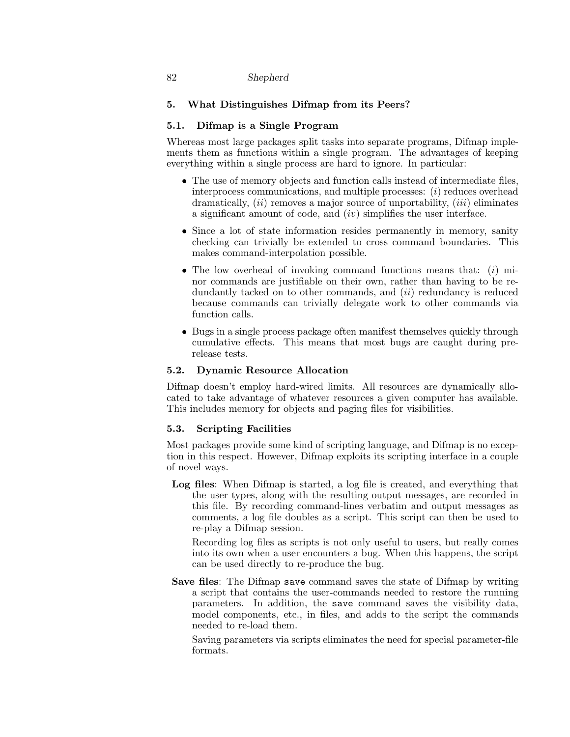## 5. What Distinguishes Difmap from its Peers?

### 5.1. Difmap is a Single Program

Whereas most large packages split tasks into separate programs, Difmap implements them as functions within a single program. The advantages of keeping everything within a single process are hard to ignore. In particular:

- The use of memory objects and function calls instead of intermediate files, interprocess communications, and multiple processes: (*i*) reduces overhead dramatically, (*ii*) removes a major source of unportability, (*iii*) eliminates a significant amount of code, and (*iv*) simplifies the user interface.
- Since a lot of state information resides permanently in memory, sanity checking can trivially be extended to cross command boundaries. This makes command-interpolation possible.
- The low overhead of invoking command functions means that: (*i*) minor commands are justifiable on their own, rather than having to be redundantly tacked on to other commands, and (*ii*) redundancy is reduced because commands can trivially delegate work to other commands via function calls.
- Bugs in a single process package often manifest themselves quickly through cumulative effects. This means that most bugs are caught during prerelease tests.

### 5.2. Dynamic Resource Allocation

Difmap doesn't employ hard-wired limits. All resources are dynamically allocated to take advantage of whatever resources a given computer has available. This includes memory for objects and paging files for visibilities.

### 5.3. Scripting Facilities

Most packages provide some kind of scripting language, and Difmap is no exception in this respect. However, Difmap exploits its scripting interface in a couple of novel ways.

**Log files**: When Difmap is started, a log file is created, and everything that the user types, along with the resulting output messages, are recorded in this file. By recording command-lines verbatim and output messages as comments, a log file doubles as a script. This script can then be used to re-play a Difmap session.

Recording log files as scripts is not only useful to users, but really comes into its own when a user encounters a bug. When this happens, the script can be used directly to re-produce the bug.

**Save files**: The Difmap `save` command saves the state of Difmap by writing a script that contains the user-commands needed to restore the running parameters. In addition, the `save` command saves the visibility data, model components, etc., in files, and adds to the script the commands needed to re-load them.

Saving parameters via scripts eliminates the need for special parameter-file formats.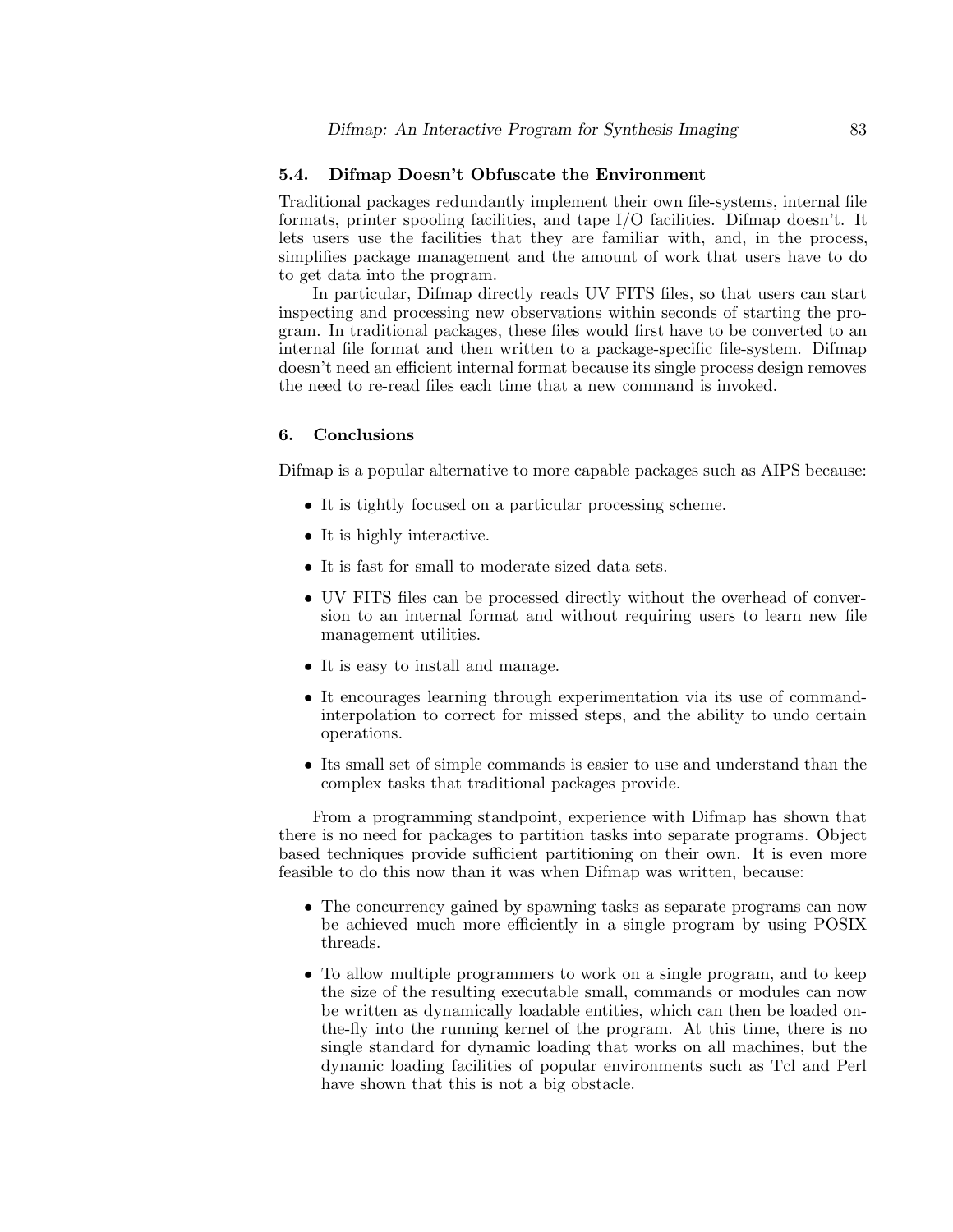### 5.4. Difmap Doesn't Obfuscate the Environment

Traditional packages redundantly implement their own file-systems, internal file formats, printer spooling facilities, and tape I/O facilities. Difmap doesn't. It lets users use the facilities that they are familiar with, and, in the process, simplifies package management and the amount of work that users have to do to get data into the program.

In particular, Difmap directly reads UV FITS files, so that users can start inspecting and processing new observations within seconds of starting the program. In traditional packages, these files would first have to be converted to an internal file format and then written to a package-specific file-system. Difmap doesn't need an efficient internal format because its single process design removes the need to re-read files each time that a new command is invoked.

## 6. Conclusions

Difmap is a popular alternative to more capable packages such as AIPS because:

- It is tightly focused on a particular processing scheme.
- It is highly interactive.
- It is fast for small to moderate sized data sets.
- UV FITS files can be processed directly without the overhead of conversion to an internal format and without requiring users to learn new file management utilities.
- It is easy to install and manage.
- It encourages learning through experimentation via its use of command-interpolation to correct for missed steps, and the ability to undo certain operations.
- Its small set of simple commands is easier to use and understand than the complex tasks that traditional packages provide.

From a programming standpoint, experience with Difmap has shown that there is no need for packages to partition tasks into separate programs. Object based techniques provide sufficient partitioning on their own. It is even more feasible to do this now than it was when Difmap was written, because:

- The concurrency gained by spawning tasks as separate programs can now be achieved much more efficiently in a single program by using POSIX threads.
- To allow multiple programmers to work on a single program, and to keep the size of the resulting executable small, commands or modules can now be written as dynamically loadable entities, which can then be loaded on-the-fly into the running kernel of the program. At this time, there is no single standard for dynamic loading that works on all machines, but the dynamic loading facilities of popular environments such as Tcl and Perl have shown that this is not a big obstacle.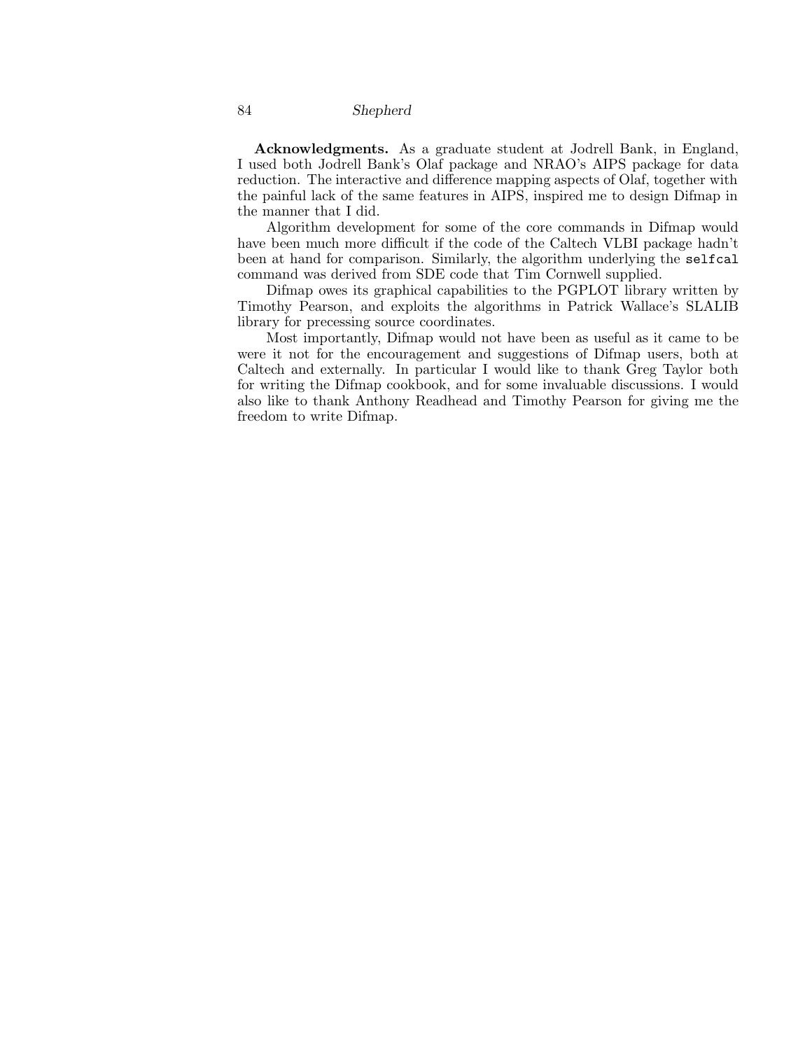**Acknowledgments.** As a graduate student at Jodrell Bank, in England, I used both Jodrell Bank's Olaf package and NRAO's AIPS package for data reduction. The interactive and difference mapping aspects of Olaf, together with the painful lack of the same features in AIPS, inspired me to design Difmap in the manner that I did.

Algorithm development for some of the core commands in Difmap would have been much more difficult if the code of the Caltech VLBI package hadn't been at hand for comparison. Similarly, the algorithm underlying the `selfcal` command was derived from SDE code that Tim Cornwell supplied.

Difmap owes its graphical capabilities to the PGPLOT library written by Timothy Pearson, and exploits the algorithms in Patrick Wallace's SLALIB library for precessing source coordinates.

Most importantly, Difmap would not have been as useful as it came to be were it not for the encouragement and suggestions of Difmap users, both at Caltech and externally. In particular I would like to thank Greg Taylor both for writing the Difmap cookbook, and for some invaluable discussions. I would also like to thank Anthony Readhead and Timothy Pearson for giving me the freedom to write Difmap.